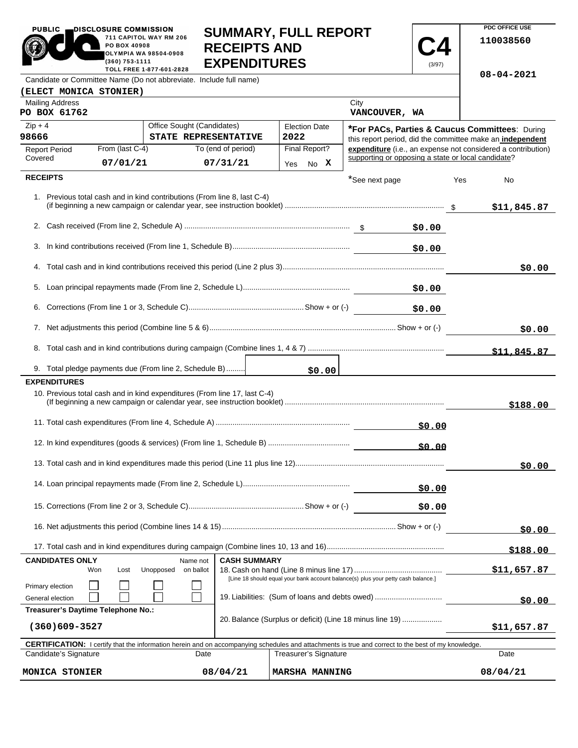PUBLIC DISCLOSURE COMMISSION
711 CAPITOL WAY RM 206
PO BOX 40908
OLYMPIA WA 98504-0908
(360) 753-1111
TOLL FREE 1-877-601-2828

# SUMMARY, FULL REPORT RECEIPTS AND EXPENDITURES

**C4** (3/97)

PDC OFFICE USE
110038560
08-04-2021

| Candidate or Committee Name (Do not abbreviate. Include full name) | | | |
|---|---|---|---|
| (ELECT MONICA STONIER) | | | |
| **Mailing Address** | | **City** | |
| PO BOX 61762 | | VANCOUVER, WA | |
| **Zip + 4** | **Office Sought (Candidates)** | **Election Date** | |
| 98666 | STATE REPRESENTATIVE | 2022 | |
| **Report Period Covered** | From (last C-4): 07/01/21 | To (end of period): 07/31/21 | Final Report? Yes No X |

***For PACs, Parties & Caucus Committees**: During this report period, did the committee make an **independent expenditure** (i.e., an expense not considered a contribution) supporting or opposing a state or local candidate? Yes No

## RECEIPTS

*See next page

| Line | Description | Amount | Total |
|---|---|---|---|
| 1 | Previous total cash and in kind contributions (From line 8, last C-4) (if beginning a new campaign or calendar year, see instruction booklet) | | $11,845.87 |
| 2 | Cash received (From line 2, Schedule A) | $0.00 | |
| 3 | In kind contributions received (From line 1, Schedule B) | $0.00 | |
| 4 | Total cash and in kind contributions received this period (Line 2 plus 3) | | $0.00 |
| 5 | Loan principal repayments made (From line 2, Schedule L) | $0.00 | |
| 6 | Corrections (From line 1 or 3, Schedule C) Show + or (-) | $0.00 | |
| 7 | Net adjustments this period (Combine line 5 & 6) Show + or (-) | | $0.00 |
| 8 | Total cash and in kind contributions during campaign (Combine lines 1, 4 & 7) | | $11,845.87 |
| 9 | Total pledge payments due (From line 2, Schedule B) | $0.00 | |

## EXPENDITURES

| Line | Description | Amount | Total |
|---|---|---|---|
| 10 | Previous total cash and in kind expenditures (From line 17, last C-4) (If beginning a new campaign or calendar year, see instruction booklet) | | $188.00 |
| 11 | Total cash expenditures (From line 4, Schedule A) | $0.00 | |
| 12 | In kind expenditures (goods & services) (From line 1, Schedule B) | $0.00 | |
| 13 | Total cash and in kind expenditures made this period (Line 11 plus line 12) | | $0.00 |
| 14 | Loan principal repayments made (From line 2, Schedule L) | $0.00 | |
| 15 | Corrections (From line 2 or 3, Schedule C) Show + or (-) | $0.00 | |
| 16 | Net adjustments this period (Combine lines 14 & 15) Show + or (-) | | $0.00 |
| 17 | Total cash and in kind expenditures during campaign (Combine lines 10, 13 and 16) | | $188.00 |

**CANDIDATES ONLY**

| | Won | Lost | Unopposed | Name not on ballot |
|---|---|---|---|---|
| Primary election | ☐ | ☐ | ☐ | ☐ |
| General election | ☐ | ☐ | ☐ | ☐ |

**Treasurer's Daytime Telephone No.:** (360)609-3527

**CASH SUMMARY**

| Line | Description | Amount |
|---|---|---|
| 18 | Cash on hand (Line 8 minus line 17) [Line 18 should equal your bank account balance(s) plus your petty cash balance.] | $11,657.87 |
| 19 | Liabilities: (Sum of loans and debts owed) | $0.00 |
| 20 | Balance (Surplus or deficit) (Line 18 minus line 19) | $11,657.87 |

**CERTIFICATION:** I certify that the information herein and on accompanying schedules and attachments is true and correct to the best of my knowledge.

| Candidate's Signature | Date | Treasurer's Signature | Date |
|---|---|---|---|
| MONICA STONIER | 08/04/21 | MARSHA MANNING | 08/04/21 |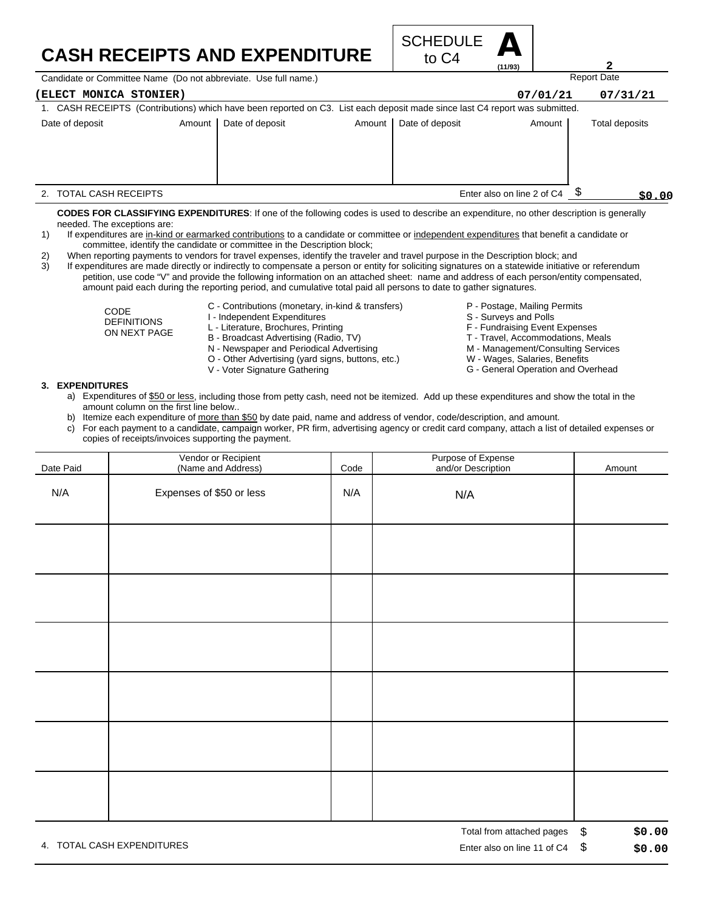# CASH RECEIPTS AND EXPENDITURE

SCHEDULE A to C4 (11/93)

2

Candidate or Committee Name (Do not abbreviate. Use full name.) | Report Date

**(ELECT MONICA STONIER)** 07/01/21 07/31/21

1. CASH RECEIPTS (Contributions) which have been reported on C3. List each deposit made since last C4 report was submitted.

| Date of deposit | Amount | Date of deposit | Amount | Date of deposit | Amount | Total deposits |
|---|---|---|---|---|---|---|
| | | | | | | |

2. TOTAL CASH RECEIPTS — Enter also on line 2 of C4 $ **$0.00**

**CODES FOR CLASSIFYING EXPENDITURES**: If one of the following codes is used to describe an expenditure, no other description is generally needed. The exceptions are:

1) If expenditures are in-kind or earmarked contributions to a candidate or committee or independent expenditures that benefit a candidate or committee, identify the candidate or committee in the Description block;
2) When reporting payments to vendors for travel expenses, identify the traveler and travel purpose in the Description block; and
3) If expenditures are made directly or indirectly to compensate a person or entity for soliciting signatures on a statewide initiative or referendum petition, use code "V" and provide the following information on an attached sheet: name and address of each person/entity compensated, amount paid each during the reporting period, and cumulative total paid all persons to date to gather signatures.

CODE DEFINITIONS ON NEXT PAGE

- C - Contributions (monetary, in-kind & transfers)
- I - Independent Expenditures
- L - Literature, Brochures, Printing
- B - Broadcast Advertising (Radio, TV)
- N - Newspaper and Periodical Advertising
- O - Other Advertising (yard signs, buttons, etc.)
- V - Voter Signature Gathering
- P - Postage, Mailing Permits
- S - Surveys and Polls
- F - Fundraising Event Expenses
- T - Travel, Accommodations, Meals
- M - Management/Consulting Services
- W - Wages, Salaries, Benefits
- G - General Operation and Overhead

**3. EXPENDITURES**

a) Expenditures of $50 or less, including those from petty cash, need not be itemized. Add up these expenditures and show the total in the amount column on the first line below..
b) Itemize each expenditure of more than $50 by date paid, name and address of vendor, code/description, and amount.
c) For each payment to a candidate, campaign worker, PR firm, advertising agency or credit card company, attach a list of detailed expenses or copies of receipts/invoices supporting the payment.

| Date Paid | Vendor or Recipient (Name and Address) | Code | Purpose of Expense and/or Description | Amount |
|---|---|---|---|---|
| N/A | Expenses of $50 or less | N/A | N/A | |
| | | | | |
| | | | | |
| | | | | |
| | | | | |
| | | | | |
| | | | | |

Total from attached pages $ **$0.00**

4. TOTAL CASH EXPENDITURES — Enter also on line 11 of C4 $ **$0.00**